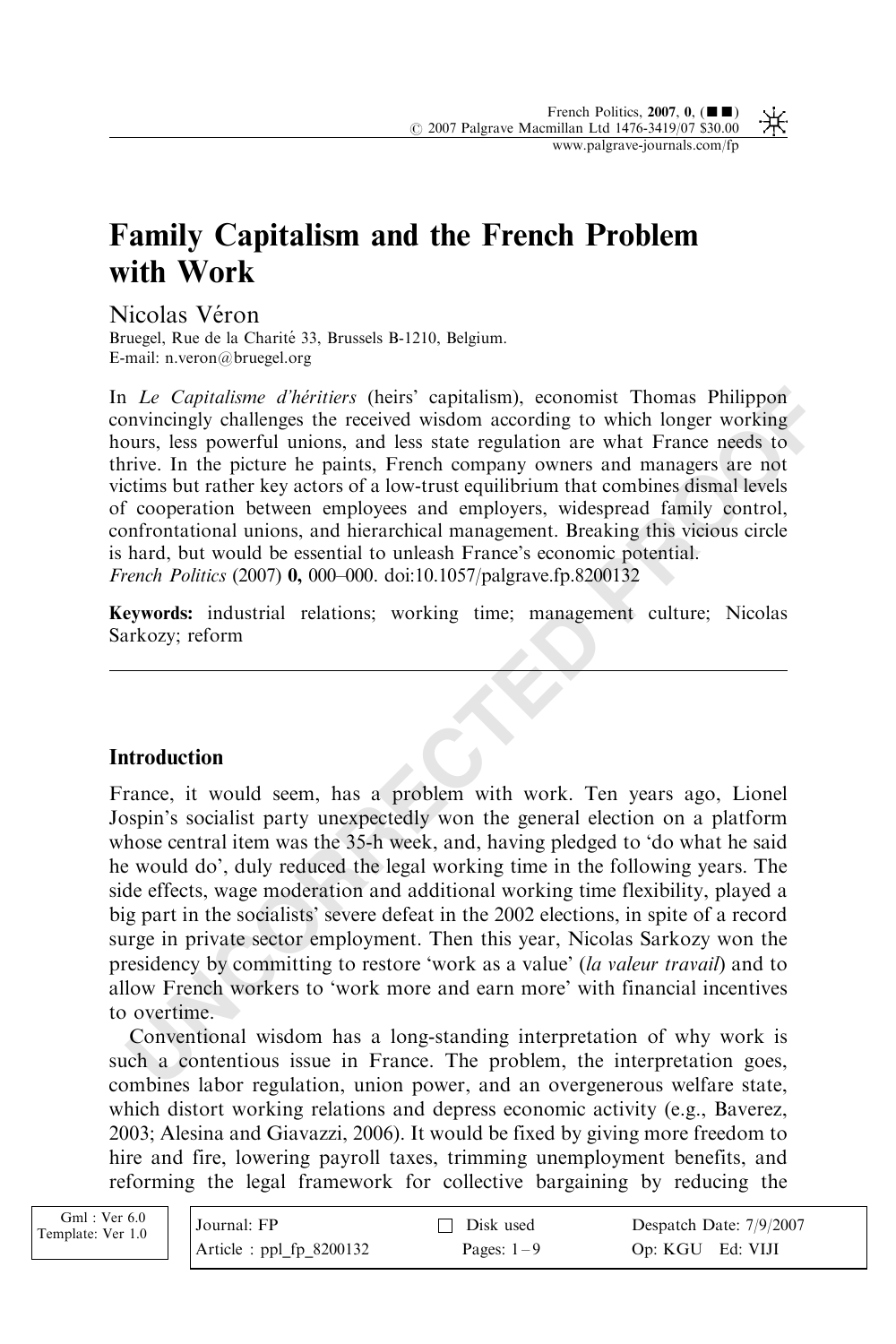# Family Capitalism and the French Problem with Work

Nicolas Véron

Bruegel, Rue de la Charité 33, Brussels B-1210, Belgium.
E-mail: n.veron@bruegel.org

In *Le Capitalisme d'héritiers* (heirs' capitalism), economist Thomas Philippon convincingly challenges the received wisdom according to which longer working hours, less powerful unions, and less state regulation are what France needs to thrive. In the picture he paints, French company owners and managers are not victims but rather key actors of a low-trust equilibrium that combines dismal levels of cooperation between employees and employers, widespread family control, confrontational unions, and hierarchical management. Breaking this vicious circle is hard, but would be essential to unleash France's economic potential.
*French Politics* (2007) **0,** 000–000. doi:10.1057/palgrave.fp.8200132

**Keywords:** industrial relations; working time; management culture; Nicolas Sarkozy; reform

## Introduction

France, it would seem, has a problem with work. Ten years ago, Lionel Jospin's socialist party unexpectedly won the general election on a platform whose central item was the 35-h week, and, having pledged to 'do what he said he would do', duly reduced the legal working time in the following years. The side effects, wage moderation and additional working time flexibility, played a big part in the socialists' severe defeat in the 2002 elections, in spite of a record surge in private sector employment. Then this year, Nicolas Sarkozy won the presidency by committing to restore 'work as a value' (*la valeur travail*) and to allow French workers to 'work more and earn more' with financial incentives to overtime.

Conventional wisdom has a long-standing interpretation of why work is such a contentious issue in France. The problem, the interpretation goes, combines labor regulation, union power, and an overgenerous welfare state, which distort working relations and depress economic activity (e.g., Baverez, 2003; Alesina and Giavazzi, 2006). It would be fixed by giving more freedom to hire and fire, lowering payroll taxes, trimming unemployment benefits, and reforming the legal framework for collective bargaining by reducing the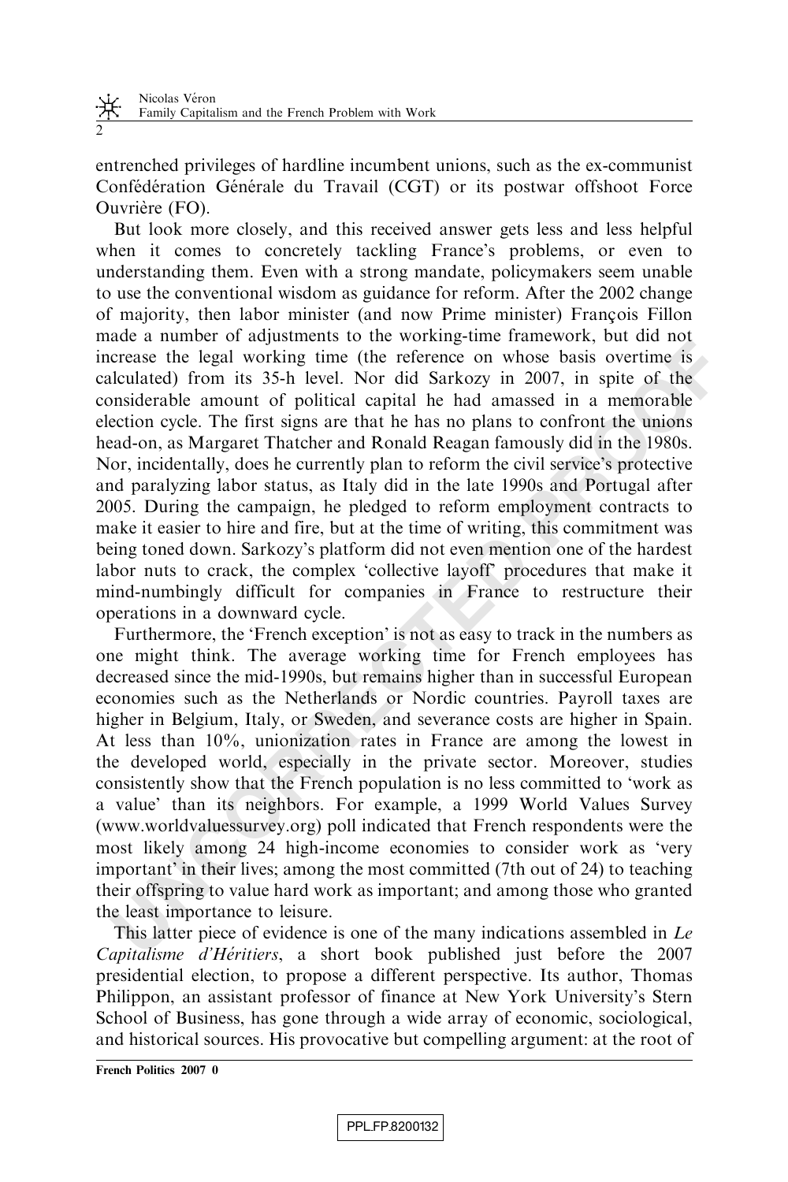entrenched privileges of hardline incumbent unions, such as the ex-communist Confédération Générale du Travail (CGT) or its postwar offshoot Force Ouvrière (FO).

But look more closely, and this received answer gets less and less helpful when it comes to concretely tackling France's problems, or even to understanding them. Even with a strong mandate, policymakers seem unable to use the conventional wisdom as guidance for reform. After the 2002 change of majority, then labor minister (and now Prime minister) François Fillon made a number of adjustments to the working-time framework, but did not increase the legal working time (the reference on whose basis overtime is calculated) from its 35-h level. Nor did Sarkozy in 2007, in spite of the considerable amount of political capital he had amassed in a memorable election cycle. The first signs are that he has no plans to confront the unions head-on, as Margaret Thatcher and Ronald Reagan famously did in the 1980s. Nor, incidentally, does he currently plan to reform the civil service's protective and paralyzing labor status, as Italy did in the late 1990s and Portugal after 2005. During the campaign, he pledged to reform employment contracts to make it easier to hire and fire, but at the time of writing, this commitment was being toned down. Sarkozy's platform did not even mention one of the hardest labor nuts to crack, the complex 'collective layoff' procedures that make it mind-numbingly difficult for companies in France to restructure their operations in a downward cycle.

Furthermore, the 'French exception' is not as easy to track in the numbers as one might think. The average working time for French employees has decreased since the mid-1990s, but remains higher than in successful European economies such as the Netherlands or Nordic countries. Payroll taxes are higher in Belgium, Italy, or Sweden, and severance costs are higher in Spain. At less than 10%, unionization rates in France are among the lowest in the developed world, especially in the private sector. Moreover, studies consistently show that the French population is no less committed to 'work as a value' than its neighbors. For example, a 1999 World Values Survey (www.worldvaluessurvey.org) poll indicated that French respondents were the most likely among 24 high-income economies to consider work as 'very important' in their lives; among the most committed (7th out of 24) to teaching their offspring to value hard work as important; and among those who granted the least importance to leisure.

This latter piece of evidence is one of the many indications assembled in *Le Capitalisme d'Héritiers*, a short book published just before the 2007 presidential election, to propose a different perspective. Its author, Thomas Philippon, an assistant professor of finance at New York University's Stern School of Business, has gone through a wide array of economic, sociological, and historical sources. His provocative but compelling argument: at the root of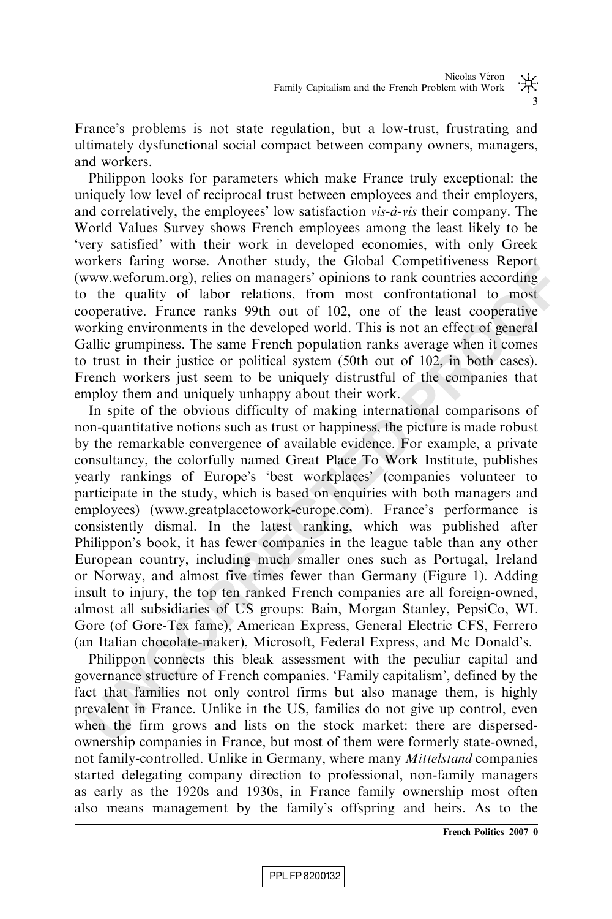France's problems is not state regulation, but a low-trust, frustrating and ultimately dysfunctional social compact between company owners, managers, and workers.

Philippon looks for parameters which make France truly exceptional: the uniquely low level of reciprocal trust between employees and their employers, and correlatively, the employees' low satisfaction *vis-à-vis* their company. The World Values Survey shows French employees among the least likely to be 'very satisfied' with their work in developed economies, with only Greek workers faring worse. Another study, the Global Competitiveness Report (www.weforum.org), relies on managers' opinions to rank countries according to the quality of labor relations, from most confrontational to most cooperative. France ranks 99th out of 102, one of the least cooperative working environments in the developed world. This is not an effect of general Gallic grumpiness. The same French population ranks average when it comes to trust in their justice or political system (50th out of 102, in both cases). French workers just seem to be uniquely distrustful of the companies that employ them and uniquely unhappy about their work.

In spite of the obvious difficulty of making international comparisons of non-quantitative notions such as trust or happiness, the picture is made robust by the remarkable convergence of available evidence. For example, a private consultancy, the colorfully named Great Place To Work Institute, publishes yearly rankings of Europe's 'best workplaces' (companies volunteer to participate in the study, which is based on enquiries with both managers and employees) (www.greatplacetowork-europe.com). France's performance is consistently dismal. In the latest ranking, which was published after Philippon's book, it has fewer companies in the league table than any other European country, including much smaller ones such as Portugal, Ireland or Norway, and almost five times fewer than Germany (Figure 1). Adding insult to injury, the top ten ranked French companies are all foreign-owned, almost all subsidiaries of US groups: Bain, Morgan Stanley, PepsiCo, WL Gore (of Gore-Tex fame), American Express, General Electric CFS, Ferrero (an Italian chocolate-maker), Microsoft, Federal Express, and Mc Donald's.

Philippon connects this bleak assessment with the peculiar capital and governance structure of French companies. 'Family capitalism', defined by the fact that families not only control firms but also manage them, is highly prevalent in France. Unlike in the US, families do not give up control, even when the firm grows and lists on the stock market: there are dispersed-ownership companies in France, but most of them were formerly state-owned, not family-controlled. Unlike in Germany, where many *Mittelstand* companies started delegating company direction to professional, non-family managers as early as the 1920s and 1930s, in France family ownership most often also means management by the family's offspring and heirs. As to the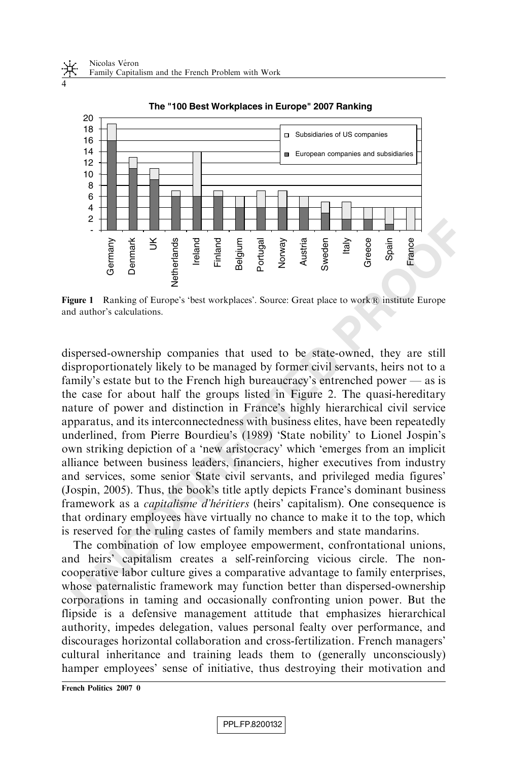**The "100 Best Workplaces in Europe" 2007 Ranking**

**Figure 1** Ranking of Europe's 'best workplaces'. Source: Great place to work® institute Europe and author's calculations.

dispersed-ownership companies that used to be state-owned, they are still disproportionately likely to be managed by former civil servants, heirs not to a family's estate but to the French high bureaucracy's entrenched power — as is the case for about half the groups listed in Figure 2. The quasi-hereditary nature of power and distinction in France's highly hierarchical civil service apparatus, and its interconnectedness with business elites, have been repeatedly underlined, from Pierre Bourdieu's (1989) 'State nobility' to Lionel Jospin's own striking depiction of a 'new aristocracy' which 'emerges from an implicit alliance between business leaders, financiers, higher executives from industry and services, some senior State civil servants, and privileged media figures' (Jospin, 2005). Thus, the book's title aptly depicts France's dominant business framework as a *capitalisme d'héritiers* (heirs' capitalism). One consequence is that ordinary employees have virtually no chance to make it to the top, which is reserved for the ruling castes of family members and state mandarins.

The combination of low employee empowerment, confrontational unions, and heirs' capitalism creates a self-reinforcing vicious circle. The non-cooperative labor culture gives a comparative advantage to family enterprises, whose paternalistic framework may function better than dispersed-ownership corporations in taming and occasionally confronting union power. But the flipside is a defensive management attitude that emphasizes hierarchical authority, impedes delegation, values personal fealty over performance, and discourages horizontal collaboration and cross-fertilization. French managers' cultural inheritance and training leads them to (generally unconsciously) hamper employees' sense of initiative, thus destroying their motivation and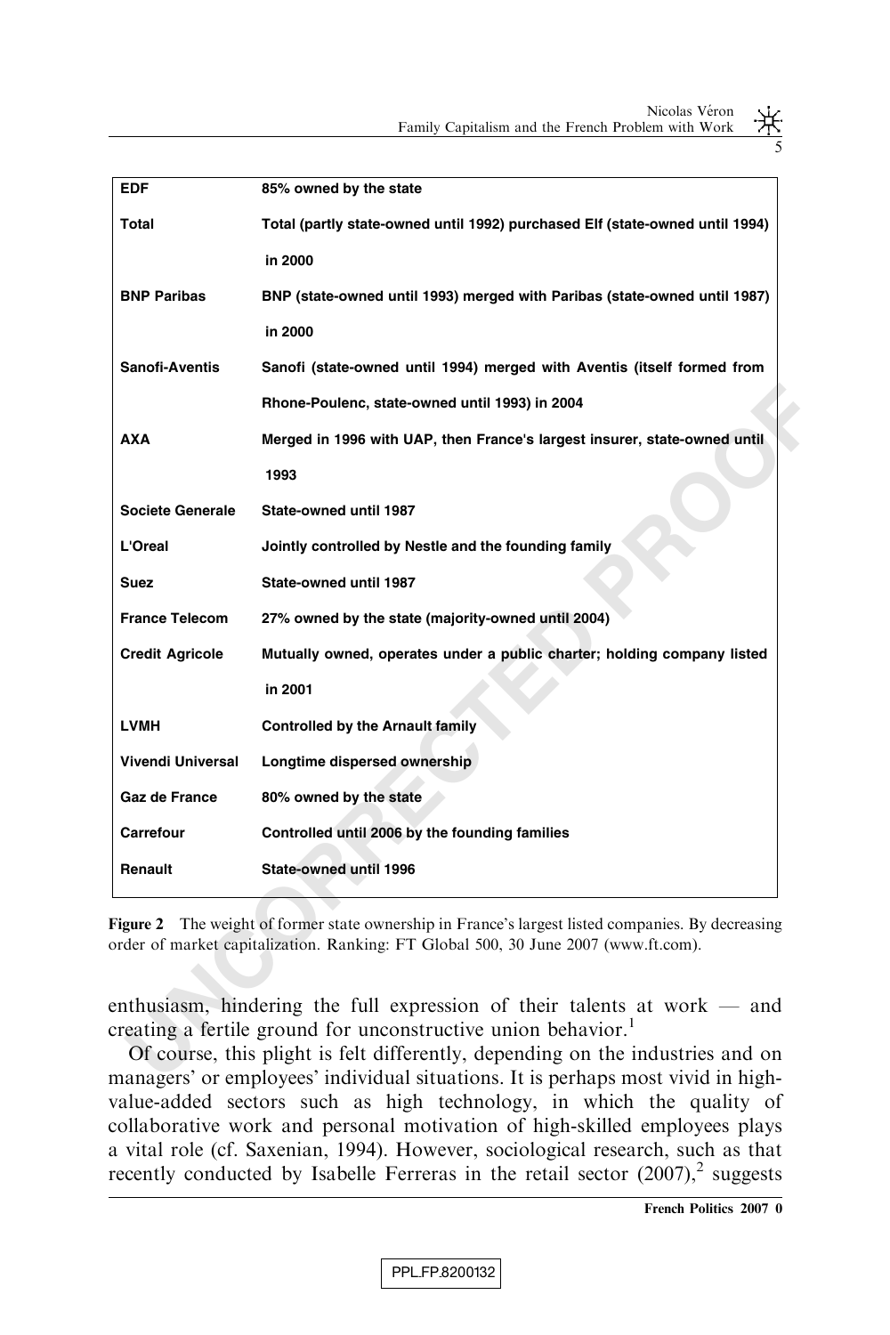| EDF | 85% owned by the state |
|---|---|
| Total | Total (partly state-owned until 1992) purchased Elf (state-owned until 1994) in 2000 |
| BNP Paribas | BNP (state-owned until 1993) merged with Paribas (state-owned until 1987) in 2000 |
| Sanofi-Aventis | Sanofi (state-owned until 1994) merged with Aventis (itself formed from Rhone-Poulenc, state-owned until 1993) in 2004 |
| AXA | Merged in 1996 with UAP, then France's largest insurer, state-owned until 1993 |
| Societe Generale | State-owned until 1987 |
| L'Oreal | Jointly controlled by Nestle and the founding family |
| Suez | State-owned until 1987 |
| France Telecom | 27% owned by the state (majority-owned until 2004) |
| Credit Agricole | Mutually owned, operates under a public charter; holding company listed in 2001 |
| LVMH | Controlled by the Arnault family |
| Vivendi Universal | Longtime dispersed ownership |
| Gaz de France | 80% owned by the state |
| Carrefour | Controlled until 2006 by the founding families |
| Renault | State-owned until 1996 |

**Figure 2** The weight of former state ownership in France's largest listed companies. By decreasing order of market capitalization. Ranking: FT Global 500, 30 June 2007 (www.ft.com).

enthusiasm, hindering the full expression of their talents at work — and creating a fertile ground for unconstructive union behavior.[1]

Of course, this plight is felt differently, depending on the industries and on managers' or employees' individual situations. It is perhaps most vivid in high-value-added sectors such as high technology, in which the quality of collaborative work and personal motivation of high-skilled employees plays a vital role (cf. Saxenian, 1994). However, sociological research, such as that recently conducted by Isabelle Ferreras in the retail sector (2007),[2] suggests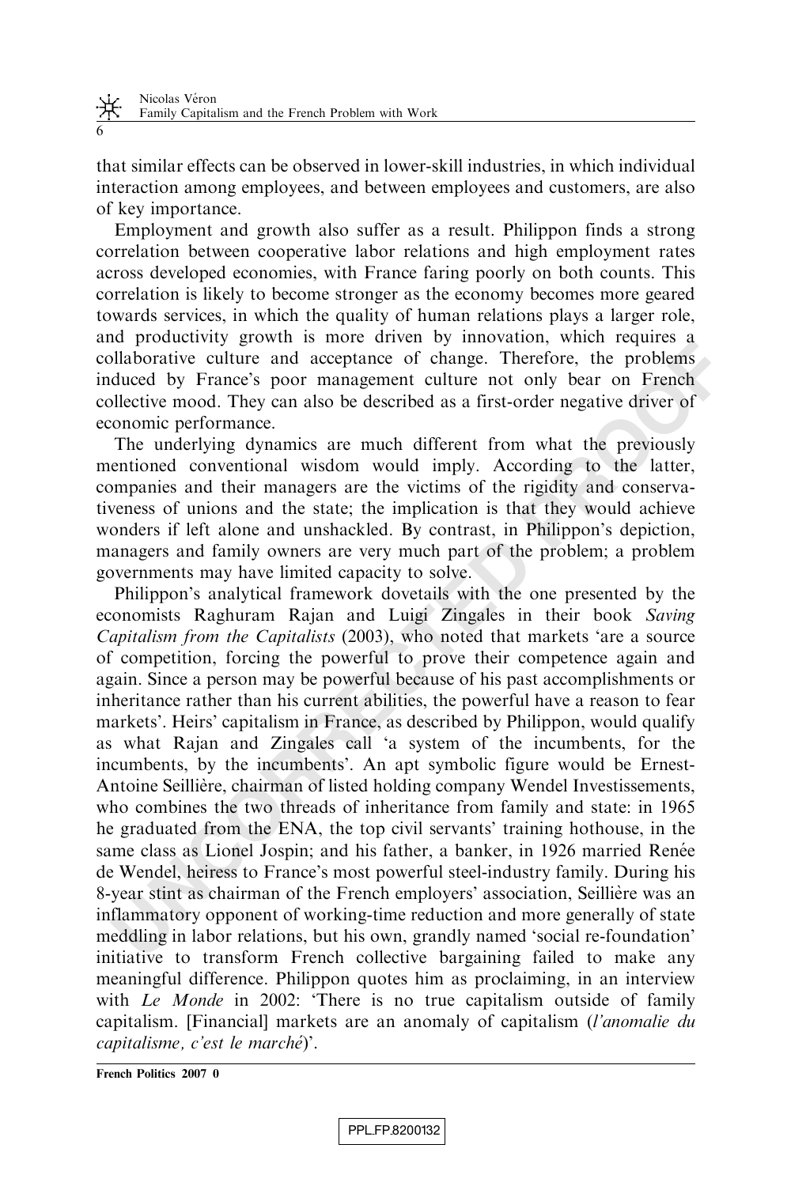that similar effects can be observed in lower-skill industries, in which individual interaction among employees, and between employees and customers, are also of key importance.

Employment and growth also suffer as a result. Philippon finds a strong correlation between cooperative labor relations and high employment rates across developed economies, with France faring poorly on both counts. This correlation is likely to become stronger as the economy becomes more geared towards services, in which the quality of human relations plays a larger role, and productivity growth is more driven by innovation, which requires a collaborative culture and acceptance of change. Therefore, the problems induced by France's poor management culture not only bear on French collective mood. They can also be described as a first-order negative driver of economic performance.

The underlying dynamics are much different from what the previously mentioned conventional wisdom would imply. According to the latter, companies and their managers are the victims of the rigidity and conservativeness of unions and the state; the implication is that they would achieve wonders if left alone and unshackled. By contrast, in Philippon's depiction, managers and family owners are very much part of the problem; a problem governments may have limited capacity to solve.

Philippon's analytical framework dovetails with the one presented by the economists Raghuram Rajan and Luigi Zingales in their book *Saving Capitalism from the Capitalists* (2003), who noted that markets 'are a source of competition, forcing the powerful to prove their competence again and again. Since a person may be powerful because of his past accomplishments or inheritance rather than his current abilities, the powerful have a reason to fear markets'. Heirs' capitalism in France, as described by Philippon, would qualify as what Rajan and Zingales call 'a system of the incumbents, for the incumbents, by the incumbents'. An apt symbolic figure would be Ernest-Antoine Seillière, chairman of listed holding company Wendel Investissements, who combines the two threads of inheritance from family and state: in 1965 he graduated from the ENA, the top civil servants' training hothouse, in the same class as Lionel Jospin; and his father, a banker, in 1926 married Renée de Wendel, heiress to France's most powerful steel-industry family. During his 8-year stint as chairman of the French employers' association, Seillière was an inflammatory opponent of working-time reduction and more generally of state meddling in labor relations, but his own, grandly named 'social re-foundation' initiative to transform French collective bargaining failed to make any meaningful difference. Philippon quotes him as proclaiming, in an interview with *Le Monde* in 2002: 'There is no true capitalism outside of family capitalism. [Financial] markets are an anomaly of capitalism (*l'anomalie du capitalisme, c'est le marché*)'.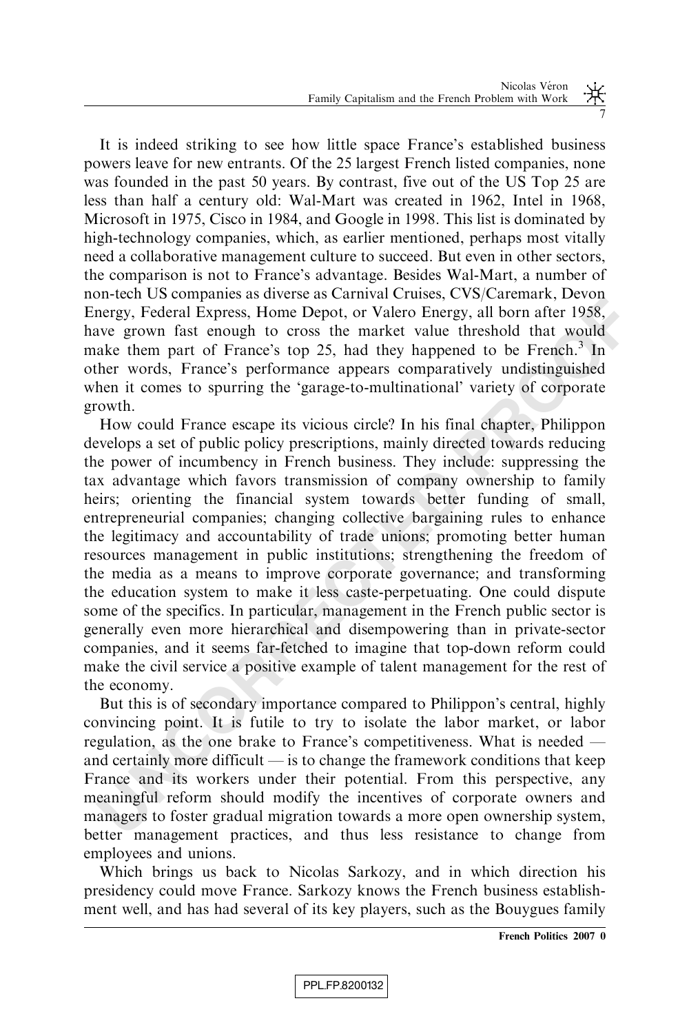It is indeed striking to see how little space France's established business powers leave for new entrants. Of the 25 largest French listed companies, none was founded in the past 50 years. By contrast, five out of the US Top 25 are less than half a century old: Wal-Mart was created in 1962, Intel in 1968, Microsoft in 1975, Cisco in 1984, and Google in 1998. This list is dominated by high-technology companies, which, as earlier mentioned, perhaps most vitally need a collaborative management culture to succeed. But even in other sectors, the comparison is not to France's advantage. Besides Wal-Mart, a number of non-tech US companies as diverse as Carnival Cruises, CVS/Caremark, Devon Energy, Federal Express, Home Depot, or Valero Energy, all born after 1958, have grown fast enough to cross the market value threshold that would make them part of France's top 25, had they happened to be French.[3] In other words, France's performance appears comparatively undistinguished when it comes to spurring the 'garage-to-multinational' variety of corporate growth.

How could France escape its vicious circle? In his final chapter, Philippon develops a set of public policy prescriptions, mainly directed towards reducing the power of incumbency in French business. They include: suppressing the tax advantage which favors transmission of company ownership to family heirs; orienting the financial system towards better funding of small, entrepreneurial companies; changing collective bargaining rules to enhance the legitimacy and accountability of trade unions; promoting better human resources management in public institutions; strengthening the freedom of the media as a means to improve corporate governance; and transforming the education system to make it less caste-perpetuating. One could dispute some of the specifics. In particular, management in the French public sector is generally even more hierarchical and disempowering than in private-sector companies, and it seems far-fetched to imagine that top-down reform could make the civil service a positive example of talent management for the rest of the economy.

But this is of secondary importance compared to Philippon's central, highly convincing point. It is futile to try to isolate the labor market, or labor regulation, as the one brake to France's competitiveness. What is needed — and certainly more difficult — is to change the framework conditions that keep France and its workers under their potential. From this perspective, any meaningful reform should modify the incentives of corporate owners and managers to foster gradual migration towards a more open ownership system, better management practices, and thus less resistance to change from employees and unions.

Which brings us back to Nicolas Sarkozy, and in which direction his presidency could move France. Sarkozy knows the French business establishment well, and has had several of its key players, such as the Bouygues family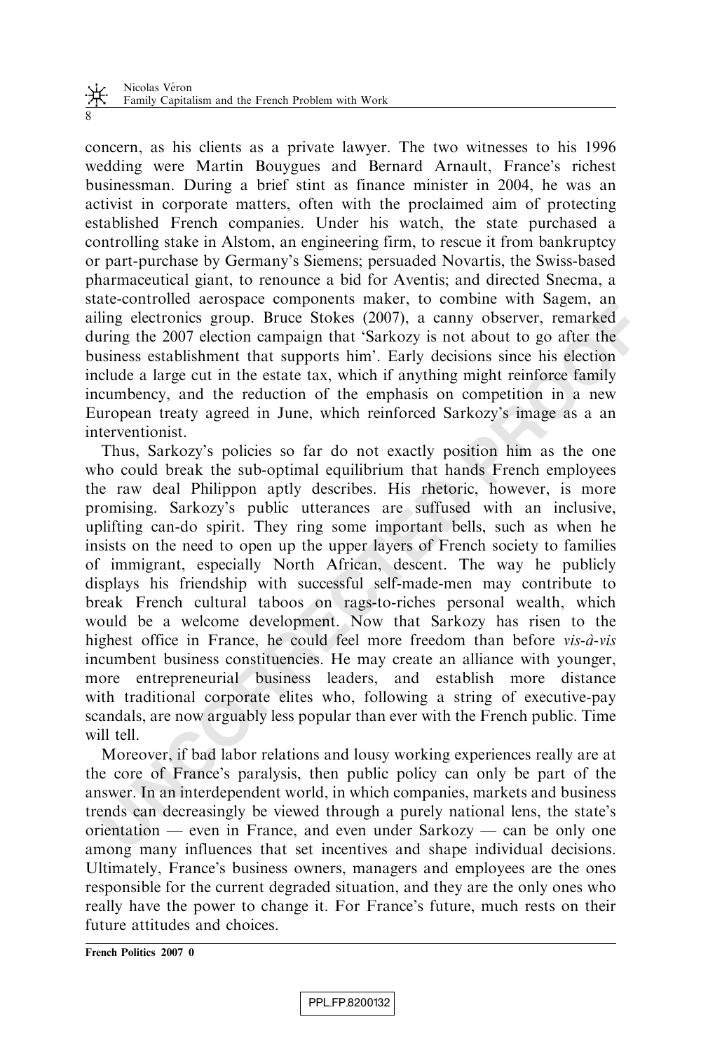concern, as his clients as a private lawyer. The two witnesses to his 1996 wedding were Martin Bouygues and Bernard Arnault, France's richest businessman. During a brief stint as finance minister in 2004, he was an activist in corporate matters, often with the proclaimed aim of protecting established French companies. Under his watch, the state purchased a controlling stake in Alstom, an engineering firm, to rescue it from bankruptcy or part-purchase by Germany's Siemens; persuaded Novartis, the Swiss-based pharmaceutical giant, to renounce a bid for Aventis; and directed Snecma, a state-controlled aerospace components maker, to combine with Sagem, an ailing electronics group. Bruce Stokes (2007), a canny observer, remarked during the 2007 election campaign that 'Sarkozy is not about to go after the business establishment that supports him'. Early decisions since his election include a large cut in the estate tax, which if anything might reinforce family incumbency, and the reduction of the emphasis on competition in a new European treaty agreed in June, which reinforced Sarkozy's image as a an interventionist.

Thus, Sarkozy's policies so far do not exactly position him as the one who could break the sub-optimal equilibrium that hands French employees the raw deal Philippon aptly describes. His rhetoric, however, is more promising. Sarkozy's public utterances are suffused with an inclusive, uplifting can-do spirit. They ring some important bells, such as when he insists on the need to open up the upper layers of French society to families of immigrant, especially North African, descent. The way he publicly displays his friendship with successful self-made-men may contribute to break French cultural taboos on rags-to-riches personal wealth, which would be a welcome development. Now that Sarkozy has risen to the highest office in France, he could feel more freedom than before *vis-à-vis* incumbent business constituencies. He may create an alliance with younger, more entrepreneurial business leaders, and establish more distance with traditional corporate elites who, following a string of executive-pay scandals, are now arguably less popular than ever with the French public. Time will tell.

Moreover, if bad labor relations and lousy working experiences really are at the core of France's paralysis, then public policy can only be part of the answer. In an interdependent world, in which companies, markets and business trends can decreasingly be viewed through a purely national lens, the state's orientation — even in France, and even under Sarkozy — can be only one among many influences that set incentives and shape individual decisions. Ultimately, France's business owners, managers and employees are the ones responsible for the current degraded situation, and they are the only ones who really have the power to change it. For France's future, much rests on their future attitudes and choices.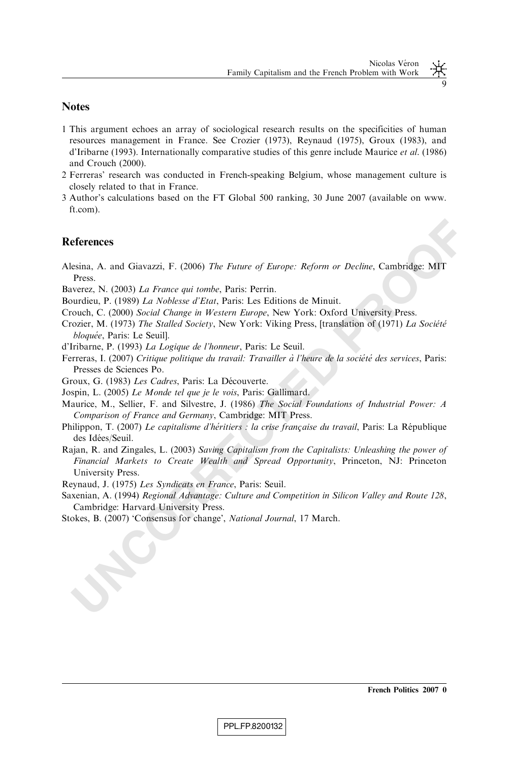## Notes

1 This argument echoes an array of sociological research results on the specificities of human resources management in France. See Crozier (1973), Reynaud (1975), Groux (1983), and d'Iribarne (1993). Internationally comparative studies of this genre include Maurice *et al*. (1986) and Crouch (2000).

2 Ferreras' research was conducted in French-speaking Belgium, whose management culture is closely related to that in France.

3 Author's calculations based on the FT Global 500 ranking, 30 June 2007 (available on www.ft.com).

## References

Alesina, A. and Giavazzi, F. (2006) *The Future of Europe: Reform or Decline*, Cambridge: MIT Press.

Baverez, N. (2003) *La France qui tombe*, Paris: Perrin.

Bourdieu, P. (1989) *La Noblesse d'Etat*, Paris: Les Editions de Minuit.

Crouch, C. (2000) *Social Change in Western Europe*, New York: Oxford University Press.

Crozier, M. (1973) *The Stalled Society*, New York: Viking Press, [translation of (1971) *La Société bloquée*, Paris: Le Seuil].

d'Iribarne, P. (1993) *La Logique de l'honneur*, Paris: Le Seuil.

Ferreras, I. (2007) *Critique politique du travail: Travailler à l'heure de la société des services*, Paris: Presses de Sciences Po.

Groux, G. (1983) *Les Cadres*, Paris: La Découverte.

Jospin, L. (2005) *Le Monde tel que je le vois*, Paris: Gallimard.

Maurice, M., Sellier, F. and Silvestre, J. (1986) *The Social Foundations of Industrial Power: A Comparison of France and Germany*, Cambridge: MIT Press.

Philippon, T. (2007) *Le capitalisme d'héritiers : la crise française du travail*, Paris: La République des Idées/Seuil.

Rajan, R. and Zingales, L. (2003) *Saving Capitalism from the Capitalists: Unleashing the power of Financial Markets to Create Wealth and Spread Opportunity*, Princeton, NJ: Princeton University Press.

Reynaud, J. (1975) *Les Syndicats en France*, Paris: Seuil.

Saxenian, A. (1994) *Regional Advantage: Culture and Competition in Silicon Valley and Route 128*, Cambridge: Harvard University Press.

Stokes, B. (2007) 'Consensus for change', *National Journal*, 17 March.